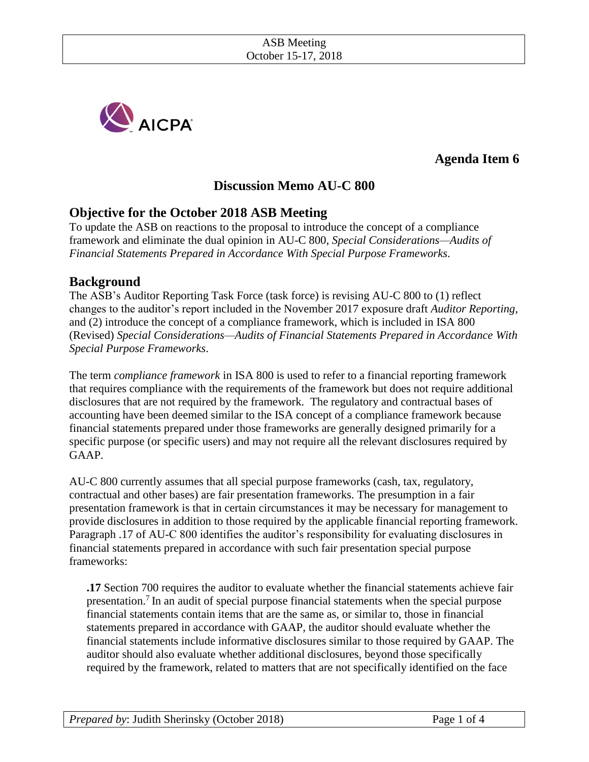ASB Meeting
October 15-17, 2018

AICPA

**Agenda Item 6**

# Discussion Memo AU-C 800

## Objective for the October 2018 ASB Meeting

To update the ASB on reactions to the proposal to introduce the concept of a compliance framework and eliminate the dual opinion in AU-C 800, *Special Considerations—Audits of Financial Statements Prepared in Accordance With Special Purpose Frameworks*.

## Background

The ASB's Auditor Reporting Task Force (task force) is revising AU-C 800 to (1) reflect changes to the auditor's report included in the November 2017 exposure draft *Auditor Reporting*, and (2) introduce the concept of a compliance framework, which is included in ISA 800 (Revised) *Special Considerations—Audits of Financial Statements Prepared in Accordance With Special Purpose Frameworks*.

The term *compliance framework* in ISA 800 is used to refer to a financial reporting framework that requires compliance with the requirements of the framework but does not require additional disclosures that are not required by the framework. The regulatory and contractual bases of accounting have been deemed similar to the ISA concept of a compliance framework because financial statements prepared under those frameworks are generally designed primarily for a specific purpose (or specific users) and may not require all the relevant disclosures required by GAAP.

AU-C 800 currently assumes that all special purpose frameworks (cash, tax, regulatory, contractual and other bases) are fair presentation frameworks. The presumption in a fair presentation framework is that in certain circumstances it may be necessary for management to provide disclosures in addition to those required by the applicable financial reporting framework. Paragraph .17 of AU-C 800 identifies the auditor's responsibility for evaluating disclosures in financial statements prepared in accordance with such fair presentation special purpose frameworks:

> **.17** Section 700 requires the auditor to evaluate whether the financial statements achieve fair presentation.[7] In an audit of special purpose financial statements when the special purpose financial statements contain items that are the same as, or similar to, those in financial statements prepared in accordance with GAAP, the auditor should evaluate whether the financial statements include informative disclosures similar to those required by GAAP. The auditor should also evaluate whether additional disclosures, beyond those specifically required by the framework, related to matters that are not specifically identified on the face

*Prepared by*: Judith Sherinsky (October 2018)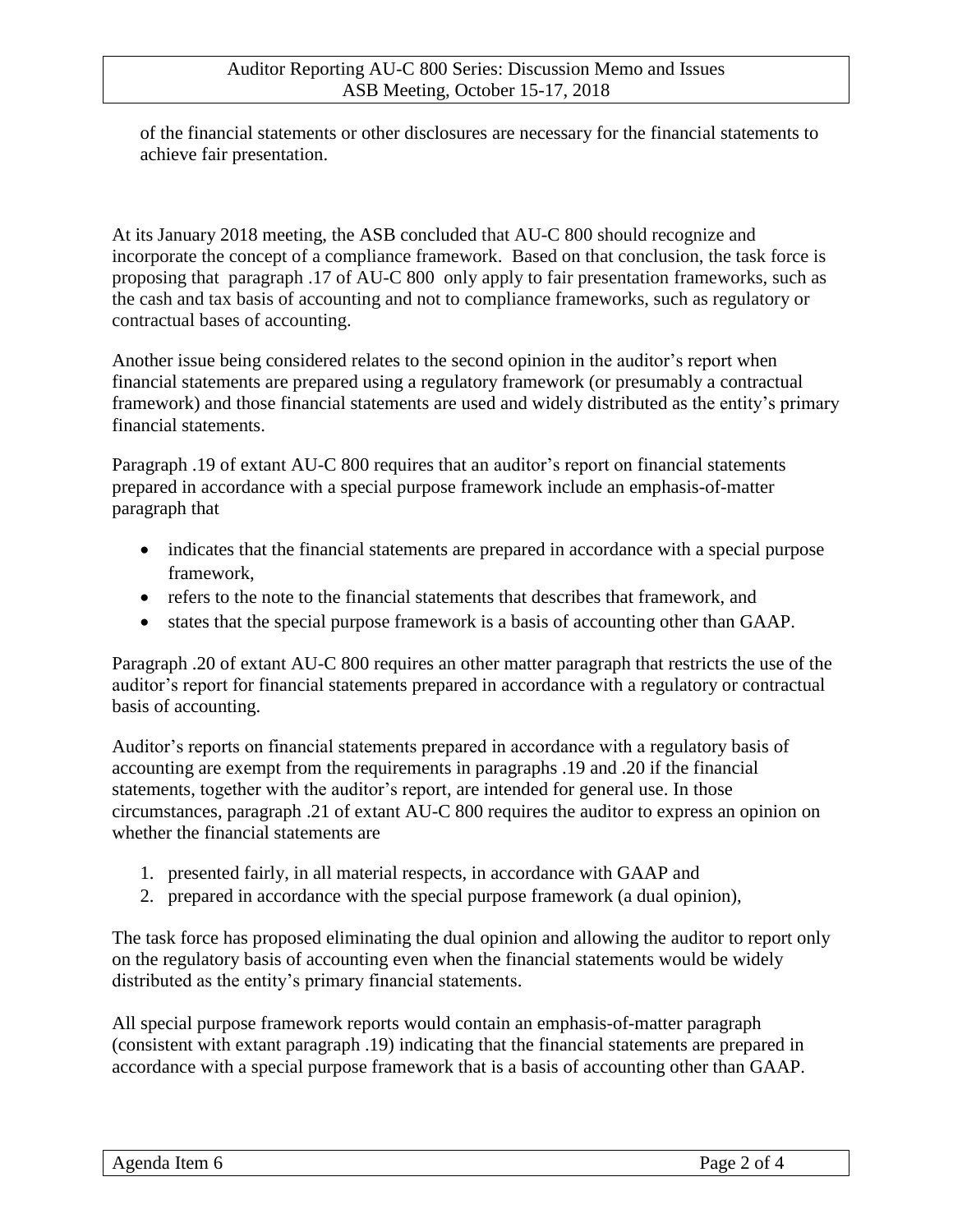of the financial statements or other disclosures are necessary for the financial statements to achieve fair presentation.

At its January 2018 meeting, the ASB concluded that AU-C 800 should recognize and incorporate the concept of a compliance framework. Based on that conclusion, the task force is proposing that paragraph .17 of AU-C 800 only apply to fair presentation frameworks, such as the cash and tax basis of accounting and not to compliance frameworks, such as regulatory or contractual bases of accounting.

Another issue being considered relates to the second opinion in the auditor's report when financial statements are prepared using a regulatory framework (or presumably a contractual framework) and those financial statements are used and widely distributed as the entity's primary financial statements.

Paragraph .19 of extant AU-C 800 requires that an auditor's report on financial statements prepared in accordance with a special purpose framework include an emphasis-of-matter paragraph that

- indicates that the financial statements are prepared in accordance with a special purpose framework,
- refers to the note to the financial statements that describes that framework, and
- states that the special purpose framework is a basis of accounting other than GAAP.

Paragraph .20 of extant AU-C 800 requires an other matter paragraph that restricts the use of the auditor's report for financial statements prepared in accordance with a regulatory or contractual basis of accounting.

Auditor's reports on financial statements prepared in accordance with a regulatory basis of accounting are exempt from the requirements in paragraphs .19 and .20 if the financial statements, together with the auditor's report, are intended for general use. In those circumstances, paragraph .21 of extant AU-C 800 requires the auditor to express an opinion on whether the financial statements are

1. presented fairly, in all material respects, in accordance with GAAP and
2. prepared in accordance with the special purpose framework (a dual opinion),

The task force has proposed eliminating the dual opinion and allowing the auditor to report only on the regulatory basis of accounting even when the financial statements would be widely distributed as the entity's primary financial statements.

All special purpose framework reports would contain an emphasis-of-matter paragraph (consistent with extant paragraph .19) indicating that the financial statements are prepared in accordance with a special purpose framework that is a basis of accounting other than GAAP.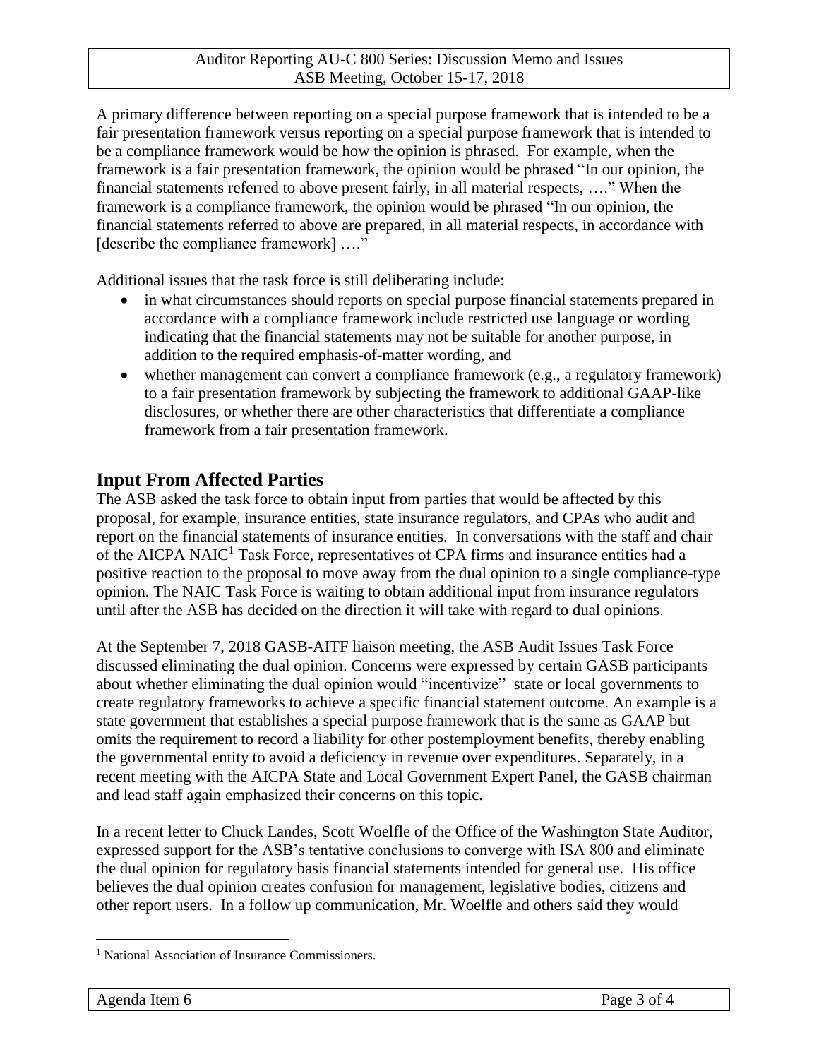A primary difference between reporting on a special purpose framework that is intended to be a fair presentation framework versus reporting on a special purpose framework that is intended to be a compliance framework would be how the opinion is phrased. For example, when the framework is a fair presentation framework, the opinion would be phrased "In our opinion, the financial statements referred to above present fairly, in all material respects, …." When the framework is a compliance framework, the opinion would be phrased "In our opinion, the financial statements referred to above are prepared, in all material respects, in accordance with [describe the compliance framework] …."

Additional issues that the task force is still deliberating include:

- in what circumstances should reports on special purpose financial statements prepared in accordance with a compliance framework include restricted use language or wording indicating that the financial statements may not be suitable for another purpose, in addition to the required emphasis-of-matter wording, and
- whether management can convert a compliance framework (e.g., a regulatory framework) to a fair presentation framework by subjecting the framework to additional GAAP-like disclosures, or whether there are other characteristics that differentiate a compliance framework from a fair presentation framework.

## Input From Affected Parties

The ASB asked the task force to obtain input from parties that would be affected by this proposal, for example, insurance entities, state insurance regulators, and CPAs who audit and report on the financial statements of insurance entities. In conversations with the staff and chair of the AICPA NAIC[1] Task Force, representatives of CPA firms and insurance entities had a positive reaction to the proposal to move away from the dual opinion to a single compliance-type opinion. The NAIC Task Force is waiting to obtain additional input from insurance regulators until after the ASB has decided on the direction it will take with regard to dual opinions.

At the September 7, 2018 GASB-AITF liaison meeting, the ASB Audit Issues Task Force discussed eliminating the dual opinion. Concerns were expressed by certain GASB participants about whether eliminating the dual opinion would "incentivize" state or local governments to create regulatory frameworks to achieve a specific financial statement outcome. An example is a state government that establishes a special purpose framework that is the same as GAAP but omits the requirement to record a liability for other postemployment benefits, thereby enabling the governmental entity to avoid a deficiency in revenue over expenditures. Separately, in a recent meeting with the AICPA State and Local Government Expert Panel, the GASB chairman and lead staff again emphasized their concerns on this topic.

In a recent letter to Chuck Landes, Scott Woelfle of the Office of the Washington State Auditor, expressed support for the ASB's tentative conclusions to converge with ISA 800 and eliminate the dual opinion for regulatory basis financial statements intended for general use. His office believes the dual opinion creates confusion for management, legislative bodies, citizens and other report users. In a follow up communication, Mr. Woelfle and others said they would

[1] National Association of Insurance Commissioners.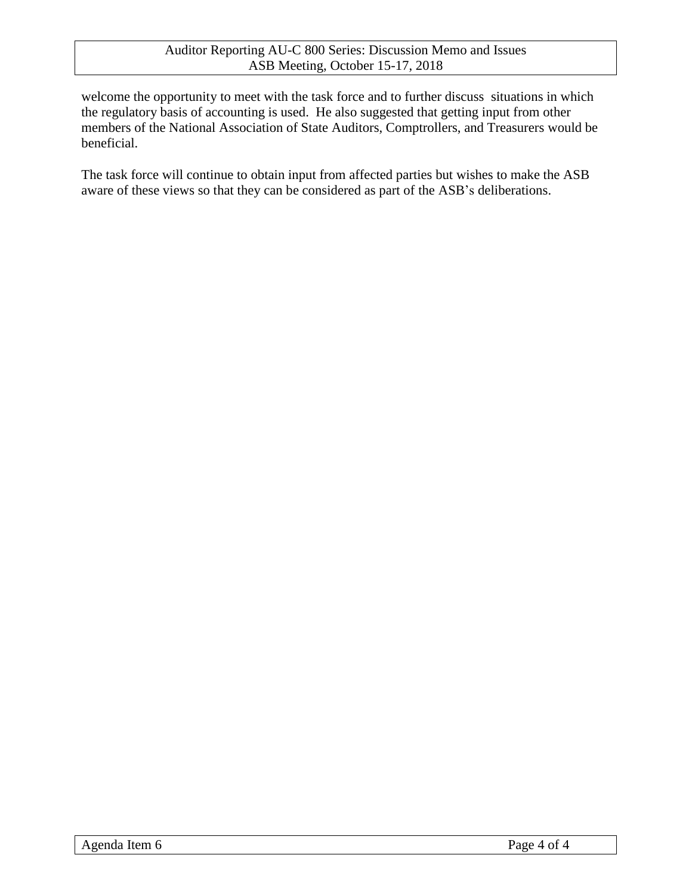welcome the opportunity to meet with the task force and to further discuss situations in which the regulatory basis of accounting is used. He also suggested that getting input from other members of the National Association of State Auditors, Comptrollers, and Treasurers would be beneficial.

The task force will continue to obtain input from affected parties but wishes to make the ASB aware of these views so that they can be considered as part of the ASB's deliberations.